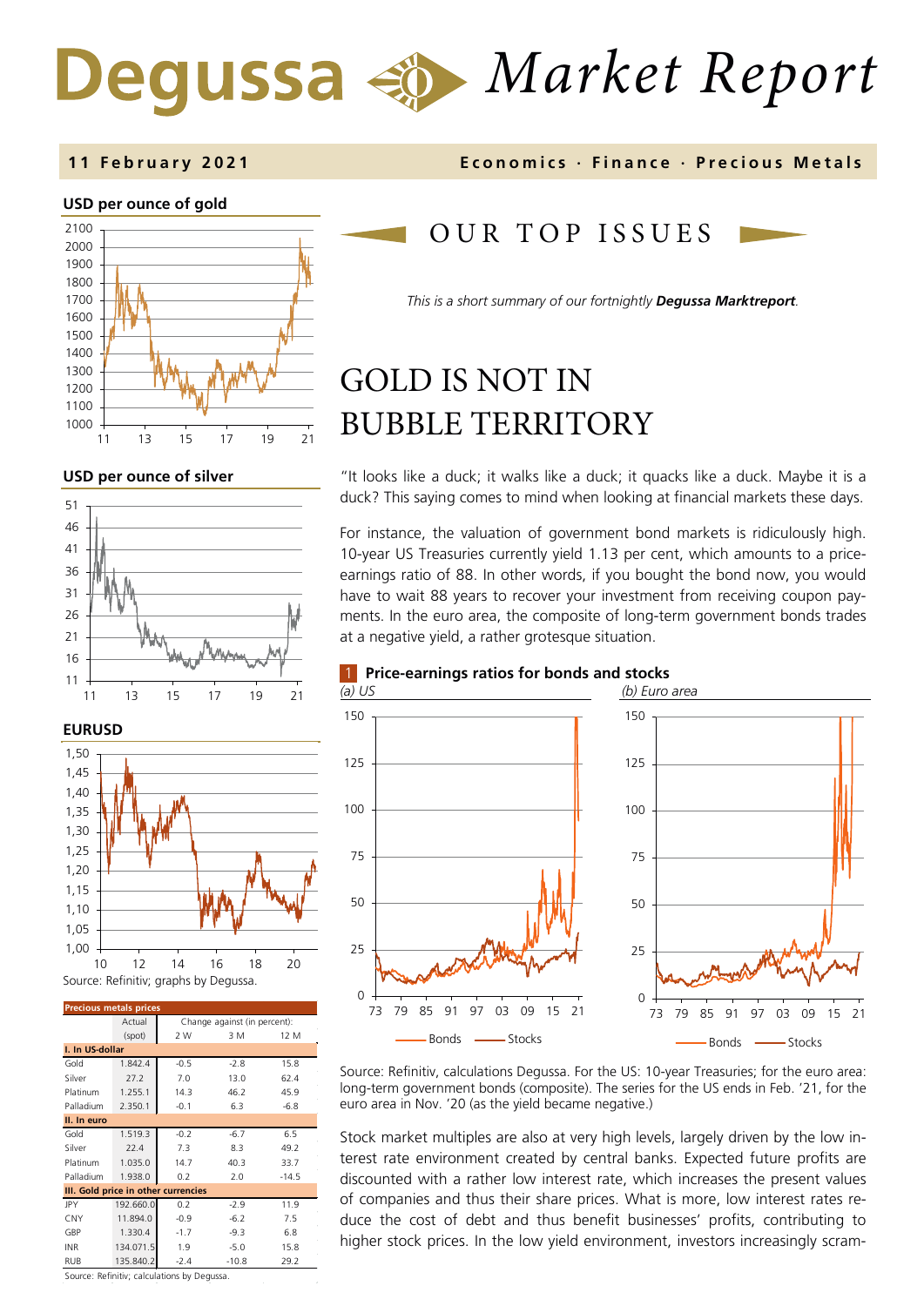# Degussa Market Report

**11 February 2021** — **Economics · Finance · Precious Metals**

## OUR TOP ISSUES

*This is a short summary of our fortnightly **Degussa Marktreport**.*

# GOLD IS NOT IN BUBBLE TERRITORY

"It looks like a duck; it walks like a duck; it quacks like a duck. Maybe it is a duck? This saying comes to mind when looking at financial markets these days.

For instance, the valuation of government bond markets is ridiculously high. 10-year US Treasuries currently yield 1.13 per cent, which amounts to a price-earnings ratio of 88. In other words, if you bought the bond now, you would have to wait 88 years to recover your investment from receiving coupon payments. In the euro area, the composite of long-term government bonds trades at a negative yield, a rather grotesque situation.

**1 Price-earnings ratios for bonds and stocks**

*(a) US* *(b) Euro area*

Source: Refinitiv, calculations Degussa. For the US: 10-year Treasuries; for the euro area: long-term government bonds (composite). The series for the US ends in Feb. '21, for the euro area in Nov. '20 (as the yield became negative.)

Stock market multiples are also at very high levels, largely driven by the low interest rate environment created by central banks. Expected future profits are discounted with a rather low interest rate, which increases the present values of companies and thus their share prices. What is more, low interest rates reduce the cost of debt and thus benefit businesses' profits, contributing to higher stock prices. In the low yield environment, investors increasingly scram-

**USD per ounce of gold**

**USD per ounce of silver**

**EURUSD**

Source: Refinitiv; graphs by Degussa.

**Precious metals prices**

| | Actual (spot) | Change against (in percent): 2 W | 3 M | 12 M |
|---|---|---|---|---|
| **I. In US-dollar** | | | | |
| Gold | 1.842.4 | -0.5 | -2.8 | 15.8 |
| Silver | 27.2 | 7.0 | 13.0 | 62.4 |
| Platinum | 1.255.1 | 14.3 | 46.2 | 45.9 |
| Palladium | 2.350.1 | -0.1 | 6.3 | -6.8 |
| **II. In euro** | | | | |
| Gold | 1.519.3 | -0.2 | -6.7 | 6.5 |
| Silver | 22.4 | 7.3 | 8.3 | 49.2 |
| Platinum | 1.035.0 | 14.7 | 40.3 | 33.7 |
| Palladium | 1.938.0 | 0.2 | 2.0 | -14.5 |
| **III. Gold price in other currencies** | | | | |
| JPY | 192.660.0 | 0.2 | -2.9 | 11.9 |
| CNY | 11.894.0 | -0.9 | -6.2 | 7.5 |
| GBP | 1.330.4 | -1.7 | -9.3 | 6.8 |
| INR | 134.071.5 | 1.9 | -5.0 | 15.8 |
| RUB | 135.840.2 | -2.4 | -10.8 | 29.2 |

Source: Refinitiv; calculations by Degussa.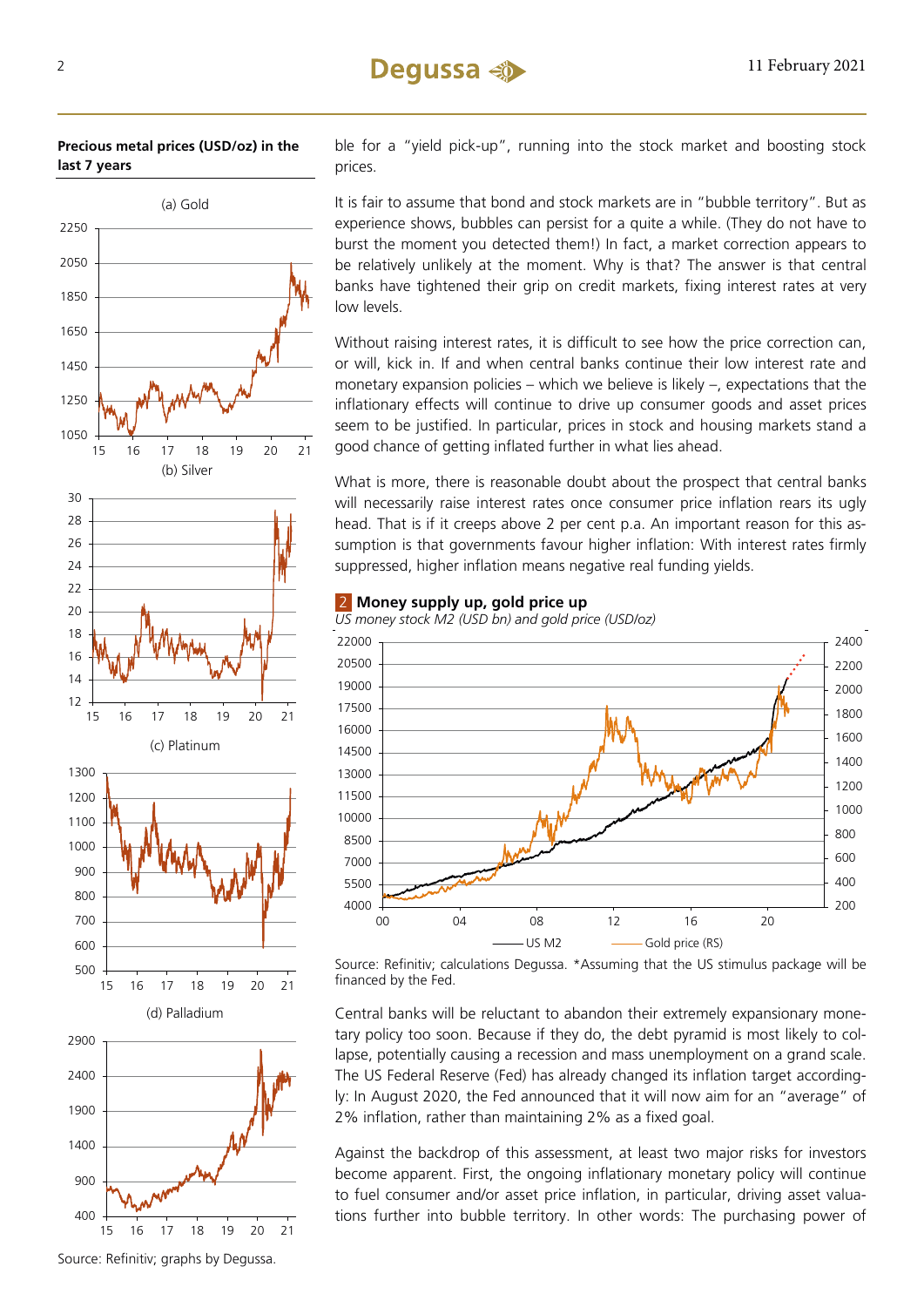**Precious metal prices (USD/oz) in the last 7 years**

(a) Gold

(b) Silver

(c) Platinum

(d) Palladium

Source: Refinitiv; graphs by Degussa.

ble for a "yield pick-up", running into the stock market and boosting stock prices.

It is fair to assume that bond and stock markets are in "bubble territory". But as experience shows, bubbles can persist for a quite a while. (They do not have to burst the moment you detected them!) In fact, a market correction appears to be relatively unlikely at the moment. Why is that? The answer is that central banks have tightened their grip on credit markets, fixing interest rates at very low levels.

Without raising interest rates, it is difficult to see how the price correction can, or will, kick in. If and when central banks continue their low interest rate and monetary expansion policies – which we believe is likely –, expectations that the inflationary effects will continue to drive up consumer goods and asset prices seem to be justified. In particular, prices in stock and housing markets stand a good chance of getting inflated further in what lies ahead.

What is more, there is reasonable doubt about the prospect that central banks will necessarily raise interest rates once consumer price inflation rears its ugly head. That is if it creeps above 2 per cent p.a. An important reason for this assumption is that governments favour higher inflation: With interest rates firmly suppressed, higher inflation means negative real funding yields.

**2 Money supply up, gold price up**

*US money stock M2 (USD bn) and gold price (USD/oz)*

US M2 — Gold price (RS)

Source: Refinitiv; calculations Degussa. *Assuming that the US stimulus package will be financed by the Fed.

Central banks will be reluctant to abandon their extremely expansionary monetary policy too soon. Because if they do, the debt pyramid is most likely to collapse, potentially causing a recession and mass unemployment on a grand scale. The US Federal Reserve (Fed) has already changed its inflation target accordingly: In August 2020, the Fed announced that it will now aim for an "average" of 2% inflation, rather than maintaining 2% as a fixed goal.

Against the backdrop of this assessment, at least two major risks for investors become apparent. First, the ongoing inflationary monetary policy will continue to fuel consumer and/or asset price inflation, in particular, driving asset valuations further into bubble territory. In other words: The purchasing power of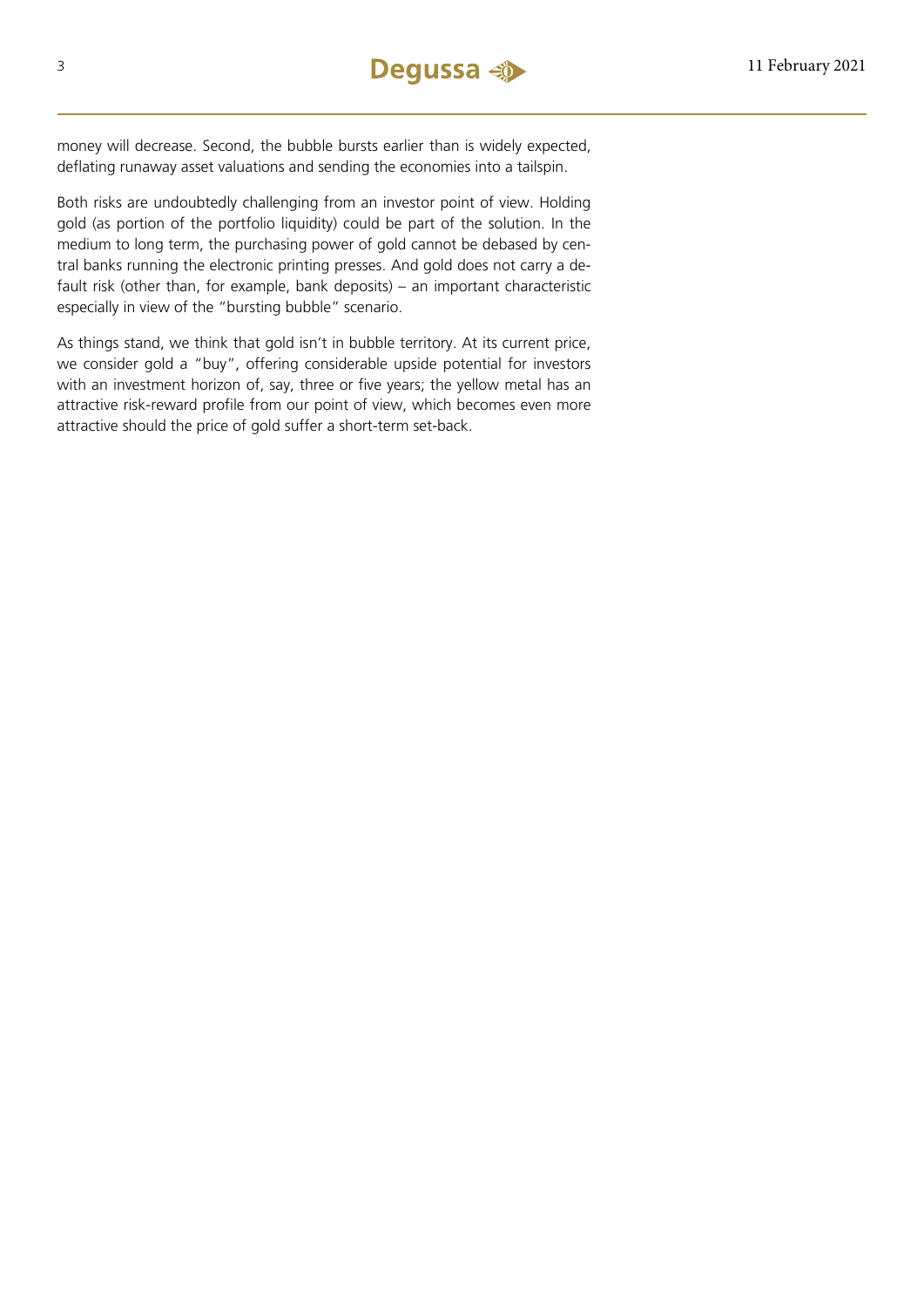money will decrease. Second, the bubble bursts earlier than is widely expected, deflating runaway asset valuations and sending the economies into a tailspin.

Both risks are undoubtedly challenging from an investor point of view. Holding gold (as portion of the portfolio liquidity) could be part of the solution. In the medium to long term, the purchasing power of gold cannot be debased by central banks running the electronic printing presses. And gold does not carry a default risk (other than, for example, bank deposits) – an important characteristic especially in view of the "bursting bubble" scenario.

As things stand, we think that gold isn't in bubble territory. At its current price, we consider gold a "buy", offering considerable upside potential for investors with an investment horizon of, say, three or five years; the yellow metal has an attractive risk-reward profile from our point of view, which becomes even more attractive should the price of gold suffer a short-term set-back.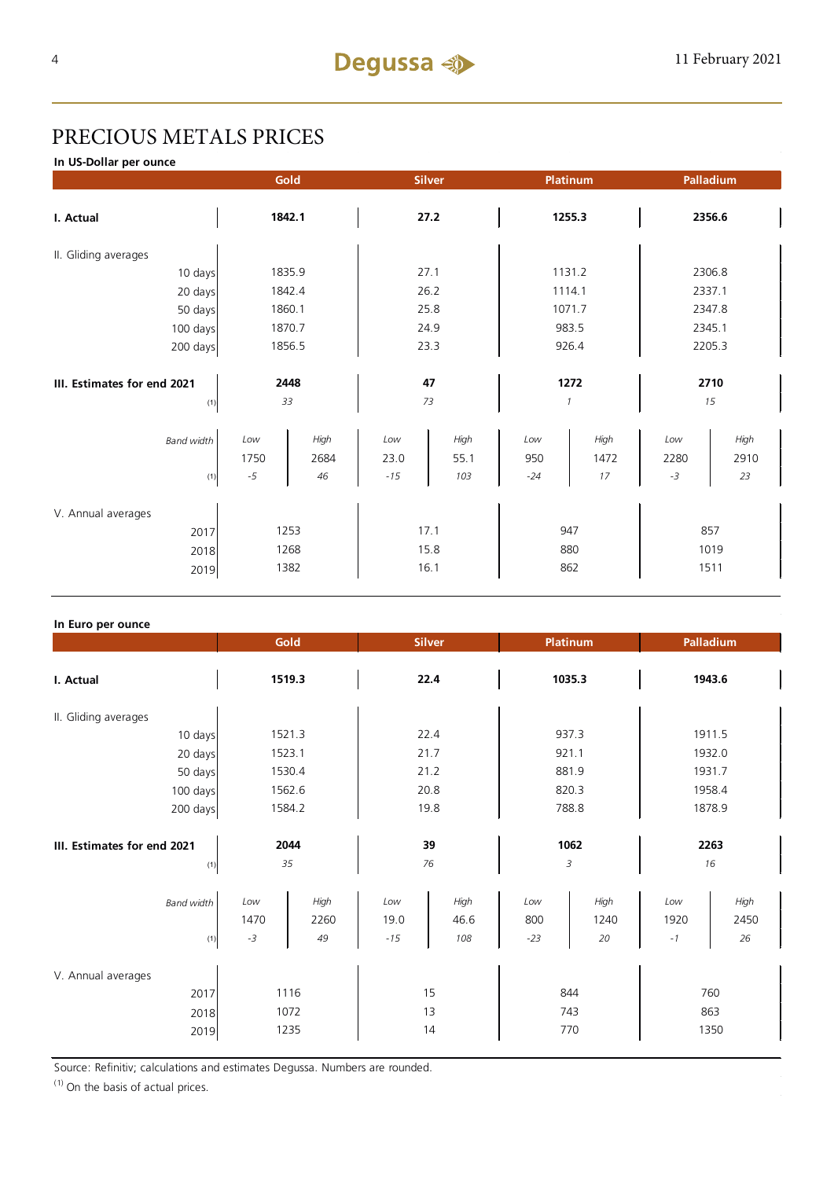# PRECIOUS METALS PRICES

**In US-Dollar per ounce**

| | Gold | | Silver | | Platinum | | Palladium | |
|---|---|---|---|---|---|---|---|---|
| **I. Actual** | **1842.1** | | **27.2** | | **1255.3** | | **2356.6** | |
| II. Gliding averages | | | | | | | | |
| 10 days | 1835.9 | | 27.1 | | 1131.2 | | 2306.8 | |
| 20 days | 1842.4 | | 26.2 | | 1114.1 | | 2337.1 | |
| 50 days | 1860.1 | | 25.8 | | 1071.7 | | 2347.8 | |
| 100 days | 1870.7 | | 24.9 | | 983.5 | | 2345.1 | |
| 200 days | 1856.5 | | 23.3 | | 926.4 | | 2205.3 | |
| **III. Estimates for end 2021** | **2448** | | **47** | | **1272** | | **2710** | |
| (1) | *33* | | *73* | | *1* | | *15* | |
| *Band width* | *Low* | *High* | *Low* | *High* | *Low* | *High* | *Low* | *High* |
| | 1750 | 2684 | 23.0 | 55.1 | 950 | 1472 | 2280 | 2910 |
| (1) | *-5* | *46* | *-15* | *103* | *-24* | *17* | *-3* | *23* |
| V. Annual averages | | | | | | | | |
| 2017 | 1253 | | 17.1 | | 947 | | 857 | |
| 2018 | 1268 | | 15.8 | | 880 | | 1019 | |
| 2019 | 1382 | | 16.1 | | 862 | | 1511 | |

**In Euro per ounce**

| | Gold | | Silver | | Platinum | | Palladium | |
|---|---|---|---|---|---|---|---|---|
| **I. Actual** | **1519.3** | | **22.4** | | **1035.3** | | **1943.6** | |
| II. Gliding averages | | | | | | | | |
| 10 days | 1521.3 | | 22.4 | | 937.3 | | 1911.5 | |
| 20 days | 1523.1 | | 21.7 | | 921.1 | | 1932.0 | |
| 50 days | 1530.4 | | 21.2 | | 881.9 | | 1931.7 | |
| 100 days | 1562.6 | | 20.8 | | 820.3 | | 1958.4 | |
| 200 days | 1584.2 | | 19.8 | | 788.8 | | 1878.9 | |
| **III. Estimates for end 2021** | **2044** | | **39** | | **1062** | | **2263** | |
| (1) | *35* | | *76* | | *3* | | *16* | |
| *Band width* | *Low* | *High* | *Low* | *High* | *Low* | *High* | *Low* | *High* |
| | 1470 | 2260 | 19.0 | 46.6 | 800 | 1240 | 1920 | 2450 |
| (1) | *-3* | *49* | *-15* | *108* | *-23* | *20* | *-1* | *26* |
| V. Annual averages | | | | | | | | |
| 2017 | 1116 | | 15 | | 844 | | 760 | |
| 2018 | 1072 | | 13 | | 743 | | 863 | |
| 2019 | 1235 | | 14 | | 770 | | 1350 | |

Source: Refinitiv; calculations and estimates Degussa. Numbers are rounded.

(1) On the basis of actual prices.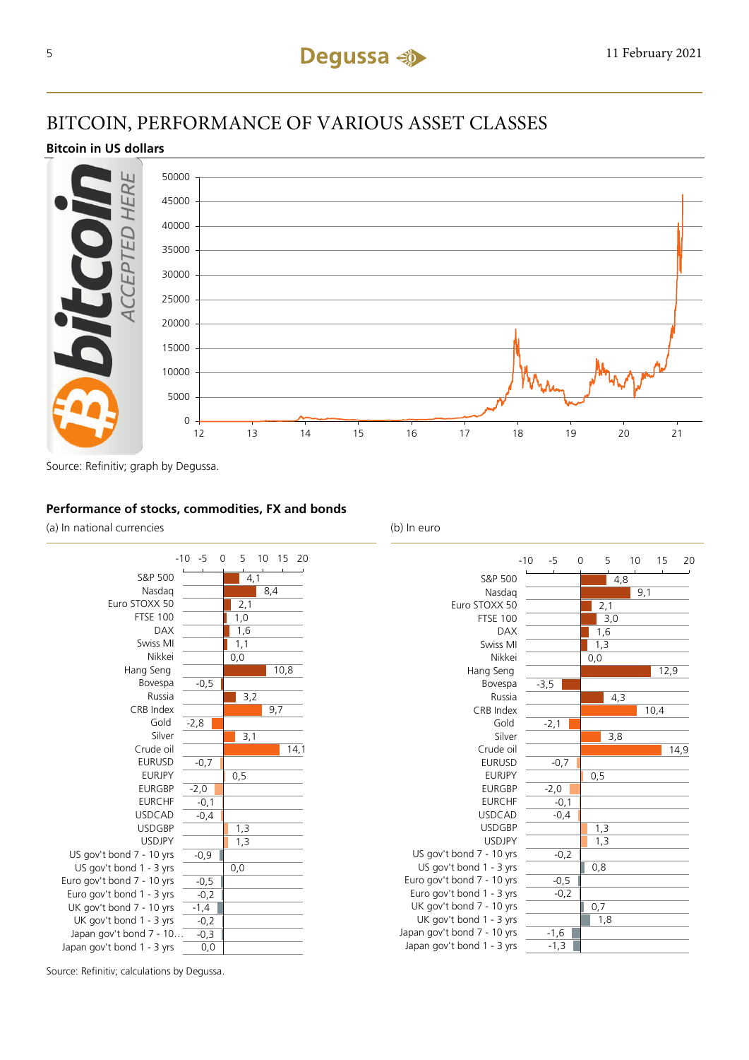# BITCOIN, PERFORMANCE OF VARIOUS ASSET CLASSES

**Bitcoin in US dollars**

Source: Refinitiv; graph by Degussa.

**Performance of stocks, commodities, FX and bonds**

| | (a) In national currencies | (b) In euro |
|---|---|---|
| S&P 500 | 4,1 | 4,8 |
| Nasdaq | 8,4 | 9,1 |
| Euro STOXX 50 | 2,1 | 2,1 |
| FTSE 100 | 1,0 | 3,0 |
| DAX | 1,6 | 1,6 |
| Swiss MI | 1,1 | 1,3 |
| Nikkei | 0,0 | 0,0 |
| Hang Seng | 10,8 | 12,9 |
| Bovespa | -0,5 | -3,5 |
| Russia | 3,2 | 4,3 |
| CRB Index | 9,7 | 10,4 |
| Gold | -2,8 | -2,1 |
| Silver | 3,1 | 3,8 |
| Crude oil | 14,1 | 14,9 |
| EURUSD | -0,7 | -0,7 |
| EURJPY | 0,5 | 0,5 |
| EURGBP | -2,0 | -2,0 |
| EURCHF | -0,1 | -0,1 |
| USDCAD | -0,4 | -0,4 |
| USDGBP | 1,3 | 1,3 |
| USDJPY | 1,3 | 1,3 |
| US gov't bond 7 - 10 yrs | -0,9 | -0,2 |
| US gov't bond 1 - 3 yrs | 0,0 | 0,8 |
| Euro gov't bond 7 - 10 yrs | -0,5 | -0,5 |
| Euro gov't bond 1 - 3 yrs | -0,2 | -0,2 |
| UK gov't bond 7 - 10 yrs | -1,4 | 0,7 |
| UK gov't bond 1 - 3 yrs | -0,2 | 1,8 |
| Japan gov't bond 7 - 10 yrs | -0,3 | -1,6 |
| Japan gov't bond 1 - 3 yrs | 0,0 | -1,3 |

Source: Refinitiv; calculations by Degussa.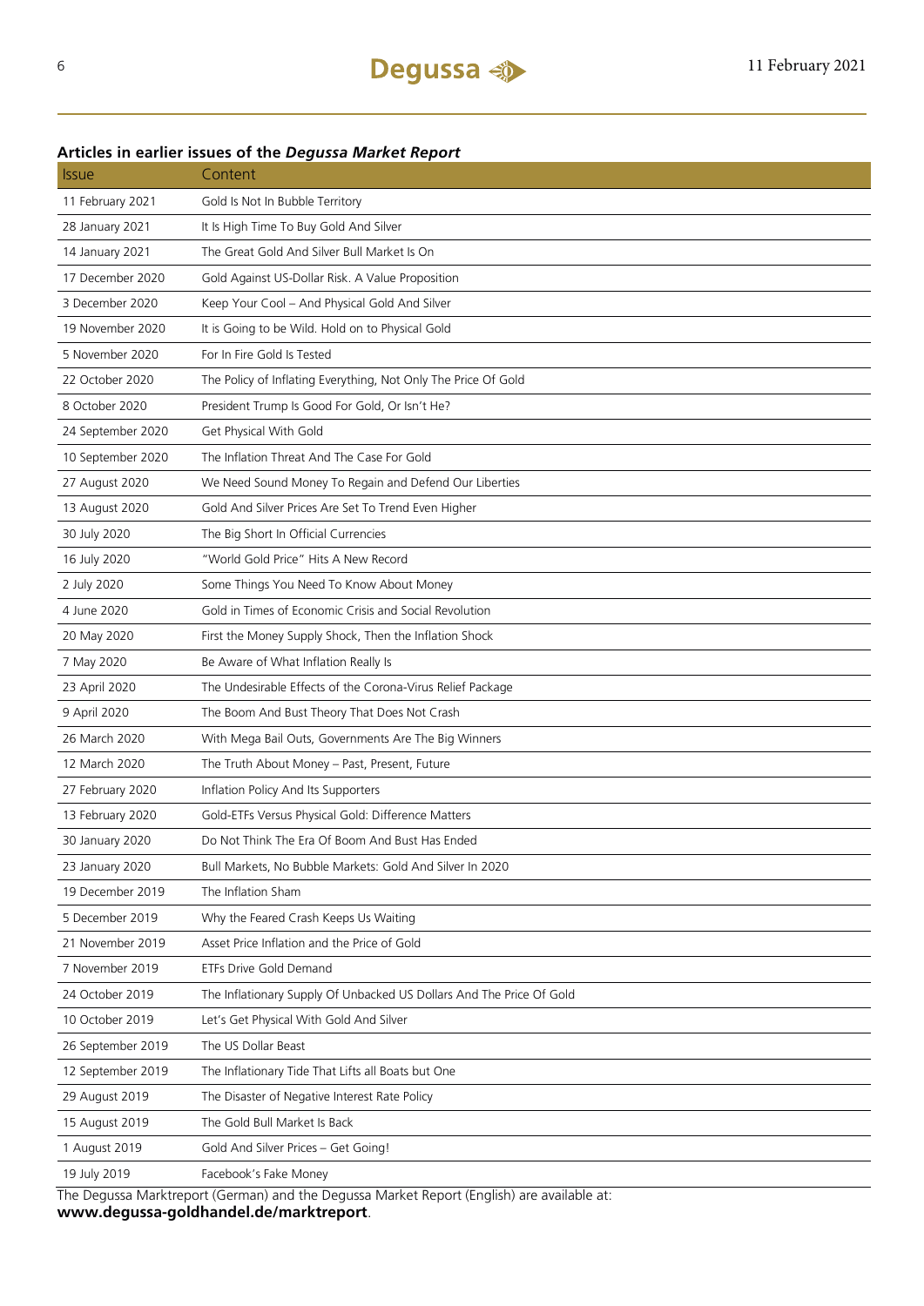### Articles in earlier issues of the *Degussa Market Report*

| Issue | Content |
|---|---|
| 11 February 2021 | Gold Is Not In Bubble Territory |
| 28 January 2021 | It Is High Time To Buy Gold And Silver |
| 14 January 2021 | The Great Gold And Silver Bull Market Is On |
| 17 December 2020 | Gold Against US-Dollar Risk. A Value Proposition |
| 3 December 2020 | Keep Your Cool – And Physical Gold And Silver |
| 19 November 2020 | It is Going to be Wild. Hold on to Physical Gold |
| 5 November 2020 | For In Fire Gold Is Tested |
| 22 October 2020 | The Policy of Inflating Everything, Not Only The Price Of Gold |
| 8 October 2020 | President Trump Is Good For Gold, Or Isn't He? |
| 24 September 2020 | Get Physical With Gold |
| 10 September 2020 | The Inflation Threat And The Case For Gold |
| 27 August 2020 | We Need Sound Money To Regain and Defend Our Liberties |
| 13 August 2020 | Gold And Silver Prices Are Set To Trend Even Higher |
| 30 July 2020 | The Big Short In Official Currencies |
| 16 July 2020 | "World Gold Price" Hits A New Record |
| 2 July 2020 | Some Things You Need To Know About Money |
| 4 June 2020 | Gold in Times of Economic Crisis and Social Revolution |
| 20 May 2020 | First the Money Supply Shock, Then the Inflation Shock |
| 7 May 2020 | Be Aware of What Inflation Really Is |
| 23 April 2020 | The Undesirable Effects of the Corona-Virus Relief Package |
| 9 April 2020 | The Boom And Bust Theory That Does Not Crash |
| 26 March 2020 | With Mega Bail Outs, Governments Are The Big Winners |
| 12 March 2020 | The Truth About Money – Past, Present, Future |
| 27 February 2020 | Inflation Policy And Its Supporters |
| 13 February 2020 | Gold-ETFs Versus Physical Gold: Difference Matters |
| 30 January 2020 | Do Not Think The Era Of Boom And Bust Has Ended |
| 23 January 2020 | Bull Markets, No Bubble Markets: Gold And Silver In 2020 |
| 19 December 2019 | The Inflation Sham |
| 5 December 2019 | Why the Feared Crash Keeps Us Waiting |
| 21 November 2019 | Asset Price Inflation and the Price of Gold |
| 7 November 2019 | ETFs Drive Gold Demand |
| 24 October 2019 | The Inflationary Supply Of Unbacked US Dollars And The Price Of Gold |
| 10 October 2019 | Let's Get Physical With Gold And Silver |
| 26 September 2019 | The US Dollar Beast |
| 12 September 2019 | The Inflationary Tide That Lifts all Boats but One |
| 29 August 2019 | The Disaster of Negative Interest Rate Policy |
| 15 August 2019 | The Gold Bull Market Is Back |
| 1 August 2019 | Gold And Silver Prices – Get Going! |
| 19 July 2019 | Facebook's Fake Money |

The Degussa Marktreport (German) and the Degussa Market Report (English) are available at:
**www.degussa-goldhandel.de/marktreport**.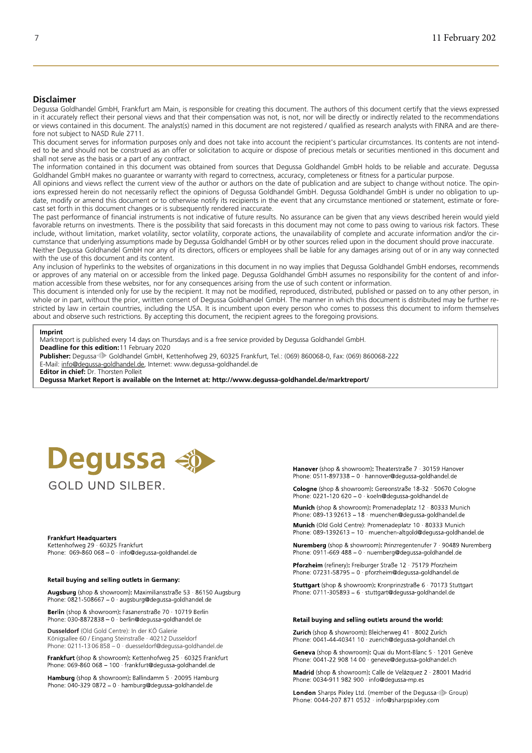## Disclaimer

Degussa Goldhandel GmbH, Frankfurt am Main, is responsible for creating this document. The authors of this document certify that the views expressed in it accurately reflect their personal views and that their compensation was not, is not, nor will be directly or indirectly related to the recommendations or views contained in this document. The analyst(s) named in this document are not registered / qualified as research analysts with FINRA and are therefore not subject to NASD Rule 2711.

This document serves for information purposes only and does not take into account the recipient's particular circumstances. Its contents are not intended to be and should not be construed as an offer or solicitation to acquire or dispose of precious metals or securities mentioned in this document and shall not serve as the basis or a part of any contract.

The information contained in this document was obtained from sources that Degussa Goldhandel GmbH holds to be reliable and accurate. Degussa Goldhandel GmbH makes no guarantee or warranty with regard to correctness, accuracy, completeness or fitness for a particular purpose.

All opinions and views reflect the current view of the author or authors on the date of publication and are subject to change without notice. The opinions expressed herein do not necessarily reflect the opinions of Degussa Goldhandel GmbH. Degussa Goldhandel GmbH is under no obligation to update, modify or amend this document or to otherwise notify its recipients in the event that any circumstance mentioned or statement, estimate or forecast set forth in this document changes or is subsequently rendered inaccurate.

The past performance of financial instruments is not indicative of future results. No assurance can be given that any views described herein would yield favorable returns on investments. There is the possibility that said forecasts in this document may not come to pass owing to various risk factors. These include, without limitation, market volatility, sector volatility, corporate actions, the unavailability of complete and accurate information and/or the circumstance that underlying assumptions made by Degussa Goldhandel GmbH or by other sources relied upon in the document should prove inaccurate.

Neither Degussa Goldhandel GmbH nor any of its directors, officers or employees shall be liable for any damages arising out of or in any way connected with the use of this document and its content.

Any inclusion of hyperlinks to the websites of organizations in this document in no way implies that Degussa Goldhandel GmbH endorses, recommends or approves of any material on or accessible from the linked page. Degussa Goldhandel GmbH assumes no responsibility for the content of and information accessible from these websites, nor for any consequences arising from the use of such content or information.

This document is intended only for use by the recipient. It may not be modified, reproduced, distributed, published or passed on to any other person, in whole or in part, without the prior, written consent of Degussa Goldhandel GmbH. The manner in which this document is distributed may be further restricted by law in certain countries, including the USA. It is incumbent upon every person who comes to possess this document to inform themselves about and observe such restrictions. By accepting this document, the recipient agrees to the foregoing provisions.

**Imprint**
Marktreport is published every 14 days on Thursdays and is a free service provided by Degussa Goldhandel GmbH.
**Deadline for this edition:** 11 February 2020
**Publisher:** Degussa Goldhandel GmbH, Kettenhofweg 29, 60325 Frankfurt, Tel.: (069) 860068-0, Fax: (069) 860068-222
E-Mail: info@degussa-goldhandel.de, Internet: www.degussa-goldhandel.de
**Editor in chief:** Dr. Thorsten Polleit
**Degussa Market Report is available on the Internet at: http://www.degussa-goldhandel.de/marktreport/**

Degussa
GOLD UND SILBER.

**Frankfurt Headquarters**
Kettenhofweg 29 · 60325 Frankfurt
Phone: 069-860 068 – 0 · info@degussa-goldhandel.de

**Retail buying and selling outlets in Germany:**

**Augsburg** (shop & showroom): Maximiliansstraße 53 · 86150 Augsburg
Phone: 0821-508667 – 0 · augsburg@degussa-goldhandel.de

**Berlin** (shop & showroom): Fasanenstraße 70 · 10719 Berlin
Phone: 030-8872838 – 0 · berlin@degussa-goldhandel.de

**Dusseldorf** (Old Gold Centre): In der KÖ Galerie
Königsallee 60 / Eingang Steinstraße · 40212 Dusseldorf
Phone: 0211-13 06 858 – 0 · duesseldorf@degussa-goldhandel.de

**Frankfurt** (shop & showroom): Kettenhofweg 25 · 60325 Frankfurt
Phone: 069-860 068 – 100 · frankfurt@degussa-goldhandel.de

**Hamburg** (shop & showroom): Ballindamm 5 · 20095 Hamburg
Phone: 040-329 0872 – 0 · hamburg@degussa-goldhandel.de

**Hanover** (shop & showroom): Theaterstraße 7 · 30159 Hanover
Phone: 0511-897338 – 0 · hannover@degussa-goldhandel.de

**Cologne** (shop & showroom): Gereonstraße 18-32 · 50670 Cologne
Phone: 0221-120 620 – 0 · koeln@degussa-goldhandel.de

**Munich** (shop & showroom): Promenadeplatz 12 · 80333 Munich
Phone: 089-13 92613 – 18 · muenchen@degussa-goldhandel.de

**Munich** (Old Gold Centre): Promenadeplatz 10 · 80333 Munich
Phone: 089-1392613 – 10 · muenchen-altgold@degussa-goldhandel.de

**Nuremberg** (shop & showroom): Prinzregentenufer 7 · 90489 Nuremberg
Phone: 0911-669 488 – 0 · nuernberg@degussa-goldhandel.de

**Pforzheim** (refinery): Freiburger Straße 12 · 75179 Pforzheim
Phone: 07231-58795 – 0 · pforzheim@degussa-goldhandel.de

**Stuttgart** (shop & showroom): Kronprinzstraße 6 · 70173 Stuttgart
Phone: 0711-305893 – 6 · stuttgart@degussa-goldhandel.de

**Retail buying and selling outlets around the world:**

**Zurich** (shop & showroom): Bleicherweg 41 · 8002 Zurich
Phone: 0041-44-40341 10 · zuerich@degussa-goldhandel.ch

**Geneva** (shop & showroom): Quai du Mont-Blanc 5 · 1201 Genève
Phone: 0041-22 908 14 00 · geneve@degussa-goldhandel.ch

**Madrid** (shop & showroom): Calle de Velázquez 2 · 28001 Madrid
Phone: 0034-911 982 900 · info@degussa-mp.es

**London** Sharps Pixley Ltd. (member of the Degussa Group)
Phone: 0044-207 871 0532 · info@sharpspixley.com